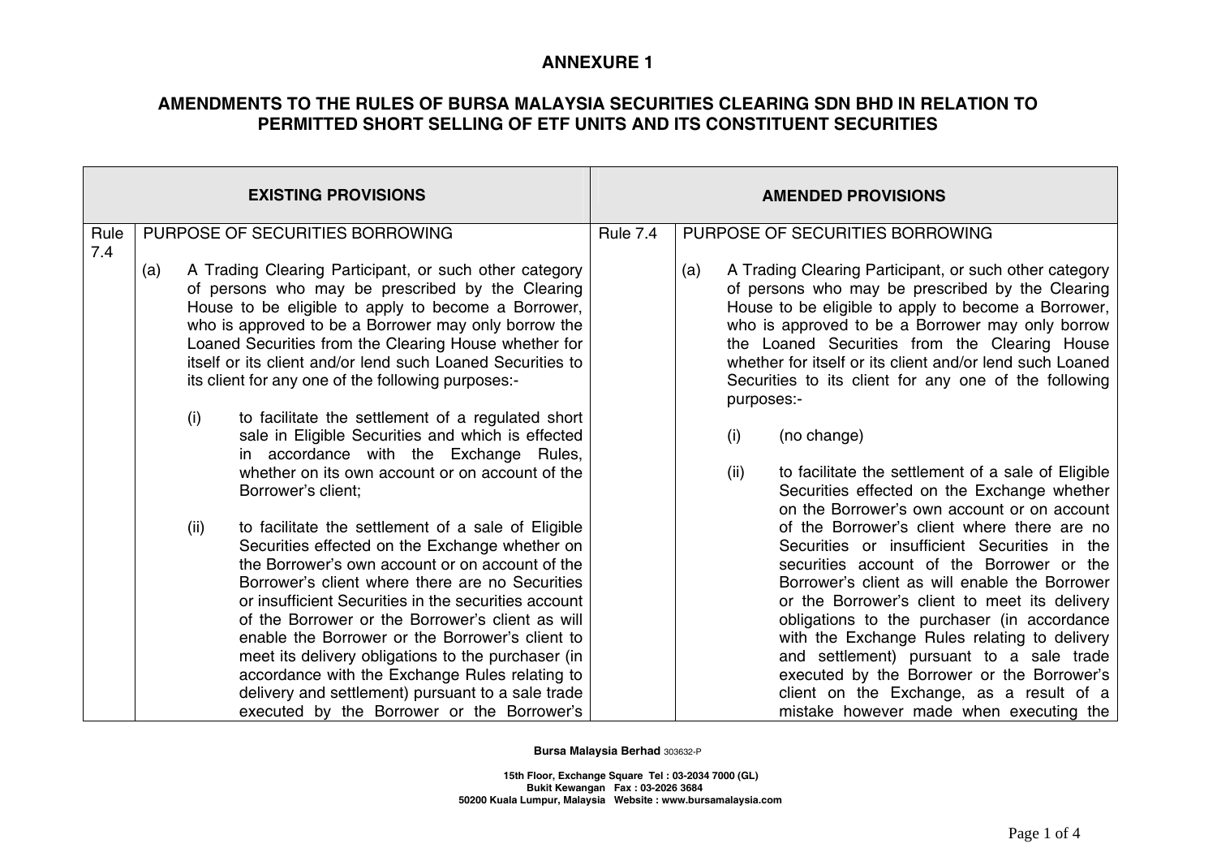**ANNEXURE 1**

**AMENDMENTS TO THE RULES OF BURSA MALAYSIA SECURITIES CLEARING SDN BHD IN RELATION TO PERMITTED SHORT SELLING OF ETF UNITS AND ITS CONSTITUENT SECURITIES**

| **EXISTING PROVISIONS** | | **AMENDED PROVISIONS** | |
|---|---|---|---|
| Rule 7.4 | PURPOSE OF SECURITIES BORROWING<br><br>(a) A Trading Clearing Participant, or such other category of persons who may be prescribed by the Clearing House to be eligible to apply to become a Borrower, who is approved to be a Borrower may only borrow the Loaned Securities from the Clearing House whether for itself or its client and/or lend such Loaned Securities to its client for any one of the following purposes:-<br><br>(i) to facilitate the settlement of a regulated short sale in Eligible Securities and which is effected in accordance with the Exchange Rules, whether on its own account or on account of the Borrower's client;<br><br>(ii) to facilitate the settlement of a sale of Eligible Securities effected on the Exchange whether on the Borrower's own account or on account of the Borrower's client where there are no Securities or insufficient Securities in the securities account of the Borrower or the Borrower's client as will enable the Borrower or the Borrower's client to meet its delivery obligations to the purchaser (in accordance with the Exchange Rules relating to delivery and settlement) pursuant to a sale trade executed by the Borrower or the Borrower's | Rule 7.4 | PURPOSE OF SECURITIES BORROWING<br><br>(a) A Trading Clearing Participant, or such other category of persons who may be prescribed by the Clearing House to be eligible to apply to become a Borrower, who is approved to be a Borrower may only borrow the Loaned Securities from the Clearing House whether for itself or its client and/or lend such Loaned Securities to its client for any one of the following purposes:-<br><br>(i) (no change)<br><br>(ii) to facilitate the settlement of a sale of Eligible Securities effected on the Exchange whether on the Borrower's own account or on account of the Borrower's client where there are no Securities or insufficient Securities in the securities account of the Borrower or the Borrower's client as will enable the Borrower or the Borrower's client to meet its delivery obligations to the purchaser (in accordance with the Exchange Rules relating to delivery and settlement) pursuant to a sale trade executed by the Borrower or the Borrower's client on the Exchange, as a result of a mistake however made when executing the |

**Bursa Malaysia Berhad** 303632-P

15th Floor, Exchange Square Tel : 03-2034 7000 (GL)
Bukit Kewangan Fax : 03-2026 3684
50200 Kuala Lumpur, Malaysia Website : www.bursamalaysia.com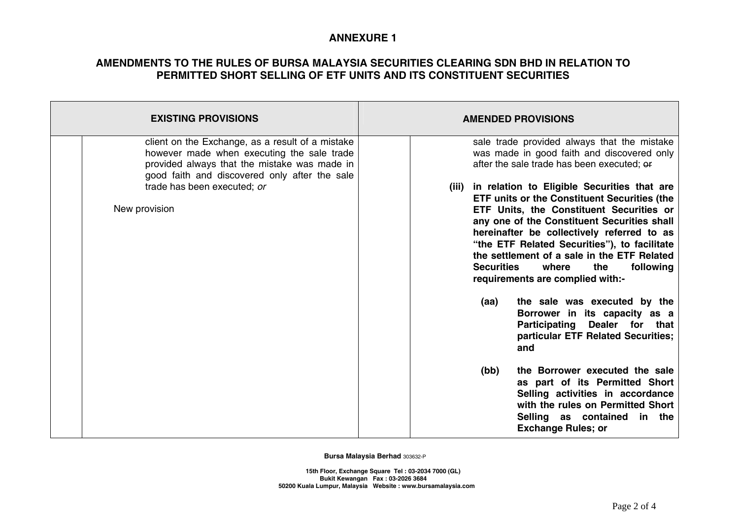## ANNEXURE 1

## AMENDMENTS TO THE RULES OF BURSA MALAYSIA SECURITIES CLEARING SDN BHD IN RELATION TO PERMITTED SHORT SELLING OF ETF UNITS AND ITS CONSTITUENT SECURITIES

| EXISTING PROVISIONS | | AMENDED PROVISIONS | |
|---|---|---|---|
| | client on the Exchange, as a result of a mistake however made when executing the sale trade provided always that the mistake was made in good faith and discovered only after the sale trade has been executed; *or*<br><br>New provision | | sale trade provided always that the mistake was made in good faith and discovered only after the sale trade has been executed; ~~or~~<br><br>**(iii) in relation to Eligible Securities that are ETF units or the Constituent Securities (the ETF Units, the Constituent Securities or any one of the Constituent Securities shall hereinafter be collectively referred to as "the ETF Related Securities"), to facilitate the settlement of a sale in the ETF Related Securities where the following requirements are complied with:-**<br><br>**(aa) the sale was executed by the Borrower in its capacity as a Participating Dealer for that particular ETF Related Securities; and**<br><br>**(bb) the Borrower executed the sale as part of its Permitted Short Selling activities in accordance with the rules on Permitted Short Selling as contained in the Exchange Rules; or** |

**Bursa Malaysia Berhad** 303632-P

15th Floor, Exchange Square Tel : 03-2034 7000 (GL)
Bukit Kewangan Fax : 03-2026 3684
50200 Kuala Lumpur, Malaysia Website : www.bursamalaysia.com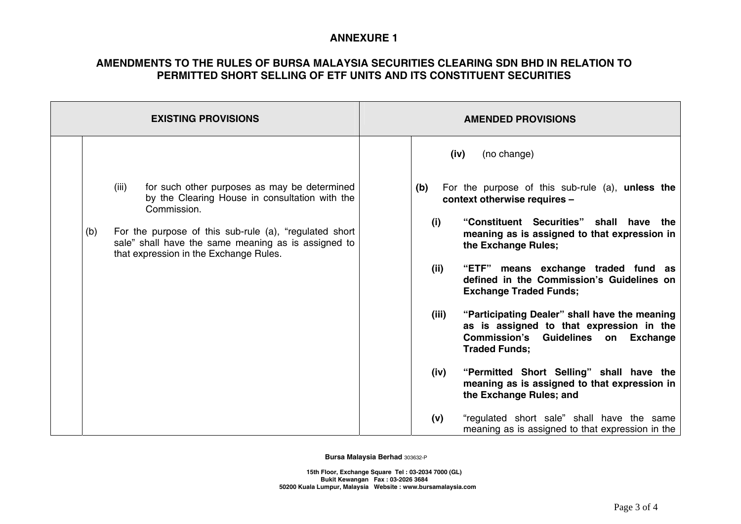## ANNEXURE 1

## AMENDMENTS TO THE RULES OF BURSA MALAYSIA SECURITIES CLEARING SDN BHD IN RELATION TO PERMITTED SHORT SELLING OF ETF UNITS AND ITS CONSTITUENT SECURITIES

| EXISTING PROVISIONS | | AMENDED PROVISIONS | |
|---|---|---|---|
| | (iii) for such other purposes as may be determined by the Clearing House in consultation with the Commission.<br><br>(b) For the purpose of this sub-rule (a), "regulated short sale" shall have the same meaning as is assigned to that expression in the Exchange Rules. | | **(iv)** (no change)<br><br>**(b)** For the purpose of this sub-rule (a), **unless the context otherwise requires –**<br><br>**(i) "Constituent Securities" shall have the meaning as is assigned to that expression in the Exchange Rules;**<br><br>**(ii) "ETF" means exchange traded fund as defined in the Commission's Guidelines on Exchange Traded Funds;**<br><br>**(iii) "Participating Dealer" shall have the meaning as is assigned to that expression in the Commission's Guidelines on Exchange Traded Funds;**<br><br>**(iv) "Permitted Short Selling" shall have the meaning as is assigned to that expression in the Exchange Rules; and**<br><br>**(v)** "regulated short sale" shall have the same meaning as is assigned to that expression in the |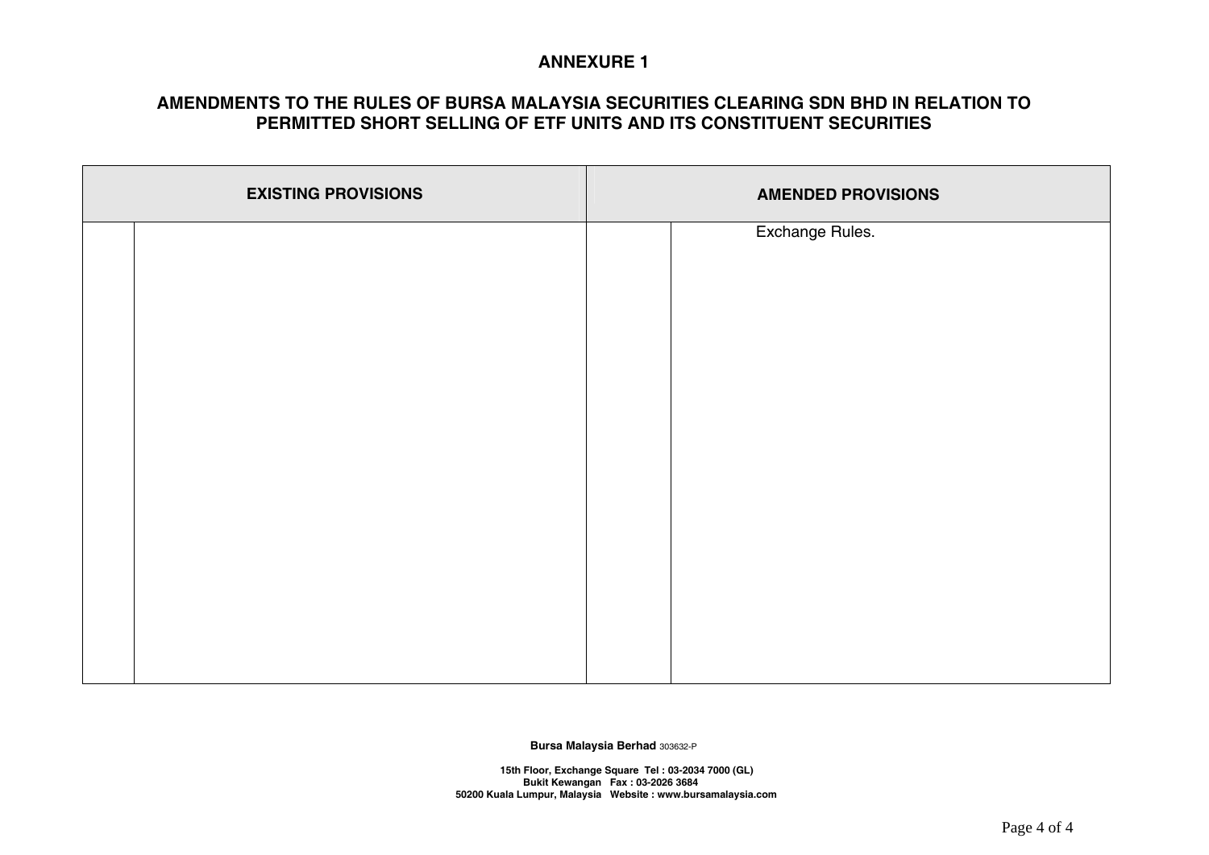## ANNEXURE 1

## AMENDMENTS TO THE RULES OF BURSA MALAYSIA SECURITIES CLEARING SDN BHD IN RELATION TO PERMITTED SHORT SELLING OF ETF UNITS AND ITS CONSTITUENT SECURITIES

| EXISTING PROVISIONS | | AMENDED PROVISIONS | |
|---|---|---|---|
| | | | Exchange Rules. |

**Bursa Malaysia Berhad** 303632-P

**15th Floor, Exchange Square Tel : 03-2034 7000 (GL)**
**Bukit Kewangan Fax : 03-2026 3684**
**50200 Kuala Lumpur, Malaysia Website : www.bursamalaysia.com**